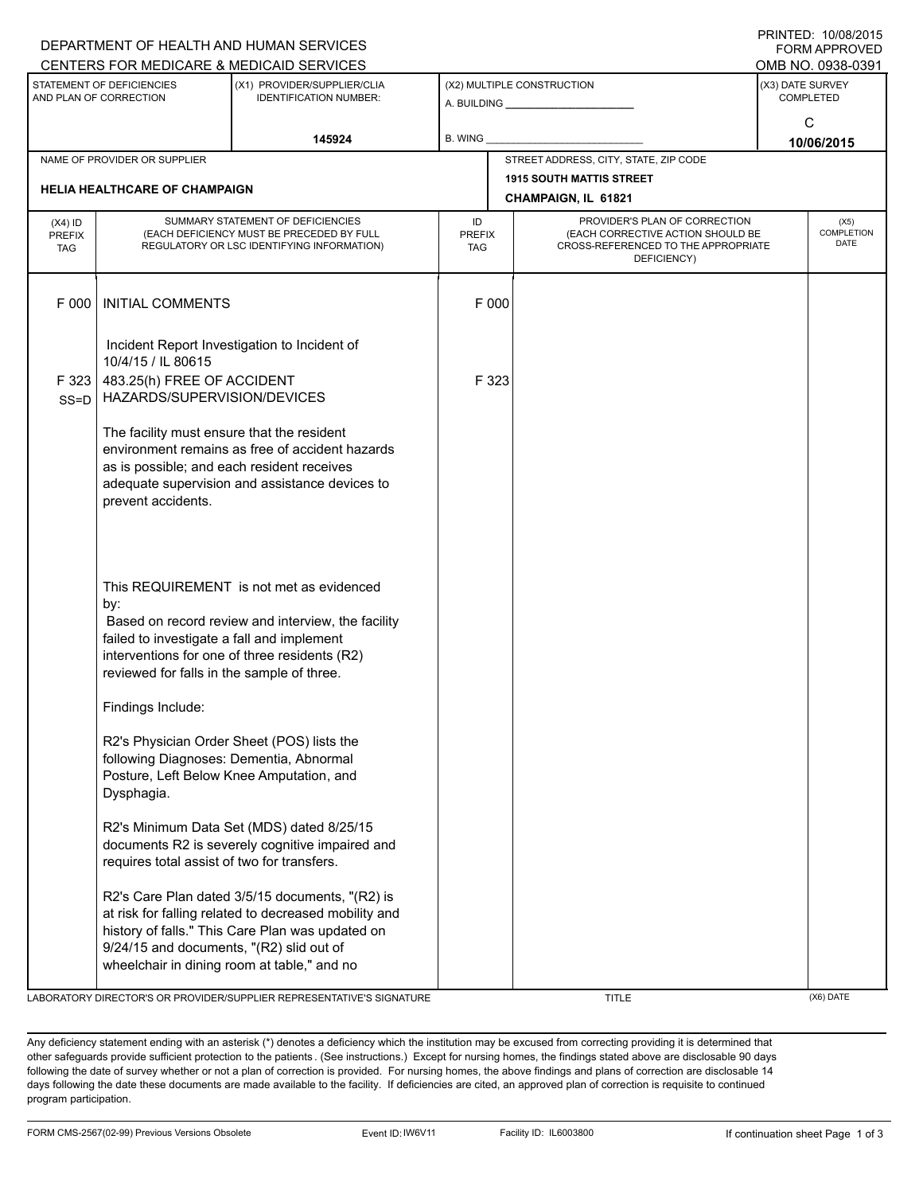DEPARTMENT OF HEALTH AND HUMAN SERVICES
CENTERS FOR MEDICARE & MEDICAID SERVICES

PRINTED: 10/08/2015
FORM APPROVED
OMB NO. 0938-0391

| STATEMENT OF DEFICIENCIES AND PLAN OF CORRECTION | (X1) PROVIDER/SUPPLIER/CLIA IDENTIFICATION NUMBER: | (X2) MULTIPLE CONSTRUCTION | (X3) DATE SURVEY COMPLETED |
|---|---|---|---|
| | 145924 | A. BUILDING ______ B. WING ______ | C 10/06/2015 |

| NAME OF PROVIDER OR SUPPLIER | STREET ADDRESS, CITY, STATE, ZIP CODE |
|---|---|
| HELIA HEALTHCARE OF CHAMPAIGN | 1915 SOUTH MATTIS STREET CHAMPAIGN, IL 61821 |

| (X4) ID PREFIX TAG | SUMMARY STATEMENT OF DEFICIENCIES (EACH DEFICIENCY MUST BE PRECEDED BY FULL REGULATORY OR LSC IDENTIFYING INFORMATION) | ID PREFIX TAG | PROVIDER'S PLAN OF CORRECTION (EACH CORRECTIVE ACTION SHOULD BE CROSS-REFERENCED TO THE APPROPRIATE DEFICIENCY) | (X5) COMPLETION DATE |
|---|---|---|---|---|
| F 000 | INITIAL COMMENTS | F 000 | | |
| | Incident Report Investigation to Incident of 10/4/15 / IL 80615 | | | |
| F 323 SS=D | 483.25(h) FREE OF ACCIDENT HAZARDS/SUPERVISION/DEVICES | F 323 | | |

The facility must ensure that the resident environment remains as free of accident hazards as is possible; and each resident receives adequate supervision and assistance devices to prevent accidents.

This REQUIREMENT is not met as evidenced by:
Based on record review and interview, the facility failed to investigate a fall and implement interventions for one of three residents (R2) reviewed for falls in the sample of three.

Findings Include:

R2's Physician Order Sheet (POS) lists the following Diagnoses: Dementia, Abnormal Posture, Left Below Knee Amputation, and Dysphagia.

R2's Minimum Data Set (MDS) dated 8/25/15 documents R2 is severely cognitive impaired and requires total assist of two for transfers.

R2's Care Plan dated 3/5/15 documents, "(R2) is at risk for falling related to decreased mobility and history of falls." This Care Plan was updated on 9/24/15 and documents, "(R2) slid out of wheelchair in dining room at table," and no

LABORATORY DIRECTOR'S OR PROVIDER/SUPPLIER REPRESENTATIVE'S SIGNATURE | TITLE | (X6) DATE

Any deficiency statement ending with an asterisk (*) denotes a deficiency which the institution may be excused from correcting providing it is determined that other safeguards provide sufficient protection to the patients . (See instructions.) Except for nursing homes, the findings stated above are disclosable 90 days following the date of survey whether or not a plan of correction is provided. For nursing homes, the above findings and plans of correction are disclosable 14 days following the date these documents are made available to the facility. If deficiencies are cited, an approved plan of correction is requisite to continued program participation.

FORM CMS-2567(02-99) Previous Versions Obsolete | Event ID: IW6V11 | Facility ID: IL6003800 | If continuation sheet Page 1 of 3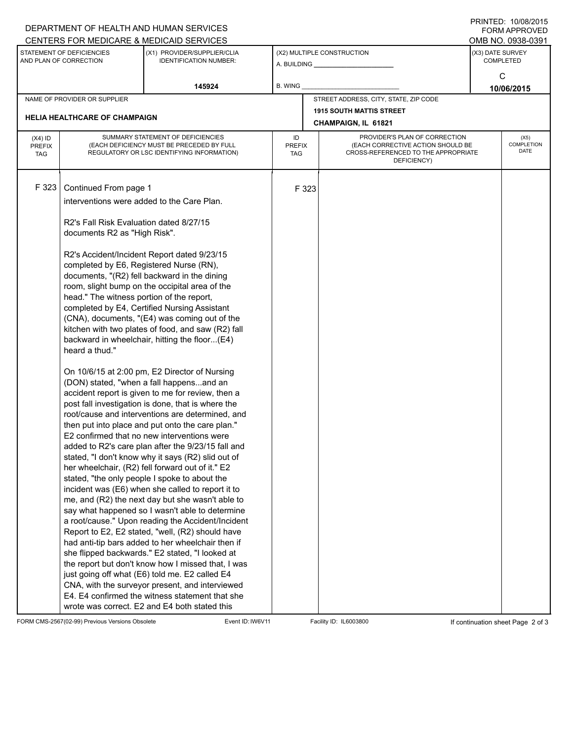DEPARTMENT OF HEALTH AND HUMAN SERVICES
CENTERS FOR MEDICARE & MEDICAID SERVICES

PRINTED: 10/08/2015
FORM APPROVED
OMB NO. 0938-0391

| STATEMENT OF DEFICIENCIES AND PLAN OF CORRECTION | (X1) PROVIDER/SUPPLIER/CLIA IDENTIFICATION NUMBER: | (X2) MULTIPLE CONSTRUCTION | (X3) DATE SURVEY COMPLETED |
|---|---|---|---|
| | 145924 | A. BUILDING ______ B. WING ______ | C 10/06/2015 |

| NAME OF PROVIDER OR SUPPLIER | STREET ADDRESS, CITY, STATE, ZIP CODE |
|---|---|
| HELIA HEALTHCARE OF CHAMPAIGN | 1915 SOUTH MATTIS STREET CHAMPAIGN, IL 61821 |

| (X4) ID PREFIX TAG | SUMMARY STATEMENT OF DEFICIENCIES (EACH DEFICIENCY MUST BE PRECEDED BY FULL REGULATORY OR LSC IDENTIFYING INFORMATION) | ID PREFIX TAG | PROVIDER'S PLAN OF CORRECTION (EACH CORRECTIVE ACTION SHOULD BE CROSS-REFERENCED TO THE APPROPRIATE DEFICIENCY) | (X5) COMPLETION DATE |
|---|---|---|---|---|
| F 323 | Continued From page 1<br>interventions were added to the Care Plan.<br><br>R2's Fall Risk Evaluation dated 8/27/15 documents R2 as "High Risk".<br><br>R2's Accident/Incident Report dated 9/23/15 completed by E6, Registered Nurse (RN), documents, "(R2) fell backward in the dining room, slight bump on the occipital area of the head." The witness portion of the report, completed by E4, Certified Nursing Assistant (CNA), documents, "(E4) was coming out of the kitchen with two plates of food, and saw (R2) fall backward in wheelchair, hitting the floor...(E4) heard a thud."<br><br>On 10/6/15 at 2:00 pm, E2 Director of Nursing (DON) stated, "when a fall happens...and an accident report is given to me for review, then a post fall investigation is done, that is where the root/cause and interventions are determined, and then put into place and put onto the care plan." E2 confirmed that no new interventions were added to R2's care plan after the 9/23/15 fall and stated, "I don't know why it says (R2) slid out of her wheelchair, (R2) fell forward out of it." E2 stated, "the only people I spoke to about the incident was (E6) when she called to report it to me, and (R2) the next day but she wasn't able to say what happened so I wasn't able to determine a root/cause." Upon reading the Accident/Incident Report to E2, E2 stated, "well, (R2) should have had anti-tip bars added to her wheelchair then if she flipped backwards." E2 stated, "I looked at the report but don't know how I missed that, I was just going off what (E6) told me. E2 called E4 CNA, with the surveyor present, and interviewed E4. E4 confirmed the witness statement that she wrote was correct. E2 and E4 both stated this | F 323 | | |

FORM CMS-2567(02-99) Previous Versions Obsolete | Event ID: IW6V11 | Facility ID: IL6003800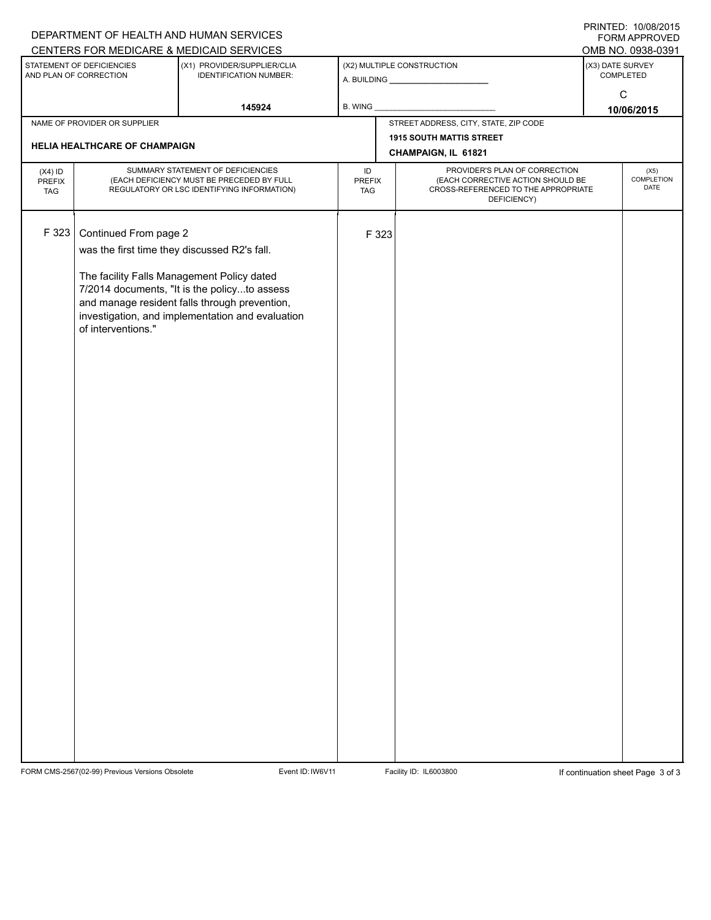DEPARTMENT OF HEALTH AND HUMAN SERVICES
CENTERS FOR MEDICARE & MEDICAID SERVICES

PRINTED: 10/08/2015
FORM APPROVED
OMB NO. 0938-0391

| STATEMENT OF DEFICIENCIES AND PLAN OF CORRECTION | (X1) PROVIDER/SUPPLIER/CLIA IDENTIFICATION NUMBER: | (X2) MULTIPLE CONSTRUCTION | (X3) DATE SURVEY COMPLETED |
|---|---|---|---|
| | 145924 | A. BUILDING ______ B. WING ______ | C 10/06/2015 |

| NAME OF PROVIDER OR SUPPLIER | STREET ADDRESS, CITY, STATE, ZIP CODE |
|---|---|
| HELIA HEALTHCARE OF CHAMPAIGN | 1915 SOUTH MATTIS STREET CHAMPAIGN, IL 61821 |

| (X4) ID PREFIX TAG | SUMMARY STATEMENT OF DEFICIENCIES (EACH DEFICIENCY MUST BE PRECEDED BY FULL REGULATORY OR LSC IDENTIFYING INFORMATION) | ID PREFIX TAG | PROVIDER'S PLAN OF CORRECTION (EACH CORRECTIVE ACTION SHOULD BE CROSS-REFERENCED TO THE APPROPRIATE DEFICIENCY) | (X5) COMPLETION DATE |
|---|---|---|---|---|
| F 323 | Continued From page 2<br>was the first time they discussed R2's fall.<br><br>The facility Falls Management Policy dated 7/2014 documents, "It is the policy...to assess and manage resident falls through prevention, investigation, and implementation and evaluation of interventions." | F 323 | | |

FORM CMS-2567(02-99) Previous Versions Obsolete Event ID: IW6V11 Facility ID: IL6003800 If continuation sheet Page 3 of 3